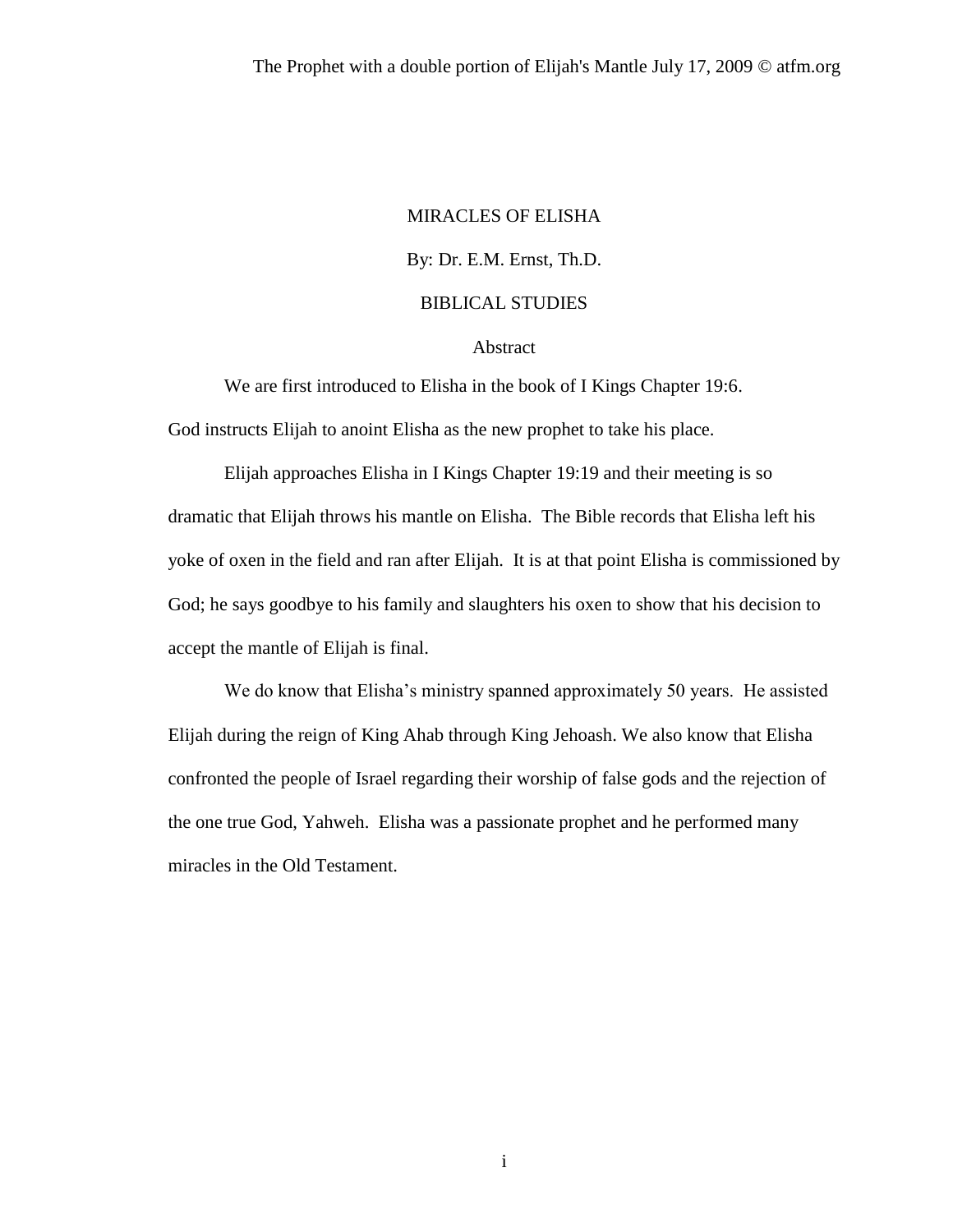# MIRACLES OF ELISHA

By: Dr. E.M. Ernst, Th.D.

BIBLICAL STUDIES

## Abstract

We are first introduced to Elisha in the book of I Kings Chapter 19:6. God instructs Elijah to anoint Elisha as the new prophet to take his place.

Elijah approaches Elisha in I Kings Chapter 19:19 and their meeting is so dramatic that Elijah throws his mantle on Elisha. The Bible records that Elisha left his yoke of oxen in the field and ran after Elijah. It is at that point Elisha is commissioned by God; he says goodbye to his family and slaughters his oxen to show that his decision to accept the mantle of Elijah is final.

We do know that Elisha's ministry spanned approximately 50 years. He assisted Elijah during the reign of King Ahab through King Jehoash. We also know that Elisha confronted the people of Israel regarding their worship of false gods and the rejection of the one true God, Yahweh. Elisha was a passionate prophet and he performed many miracles in the Old Testament.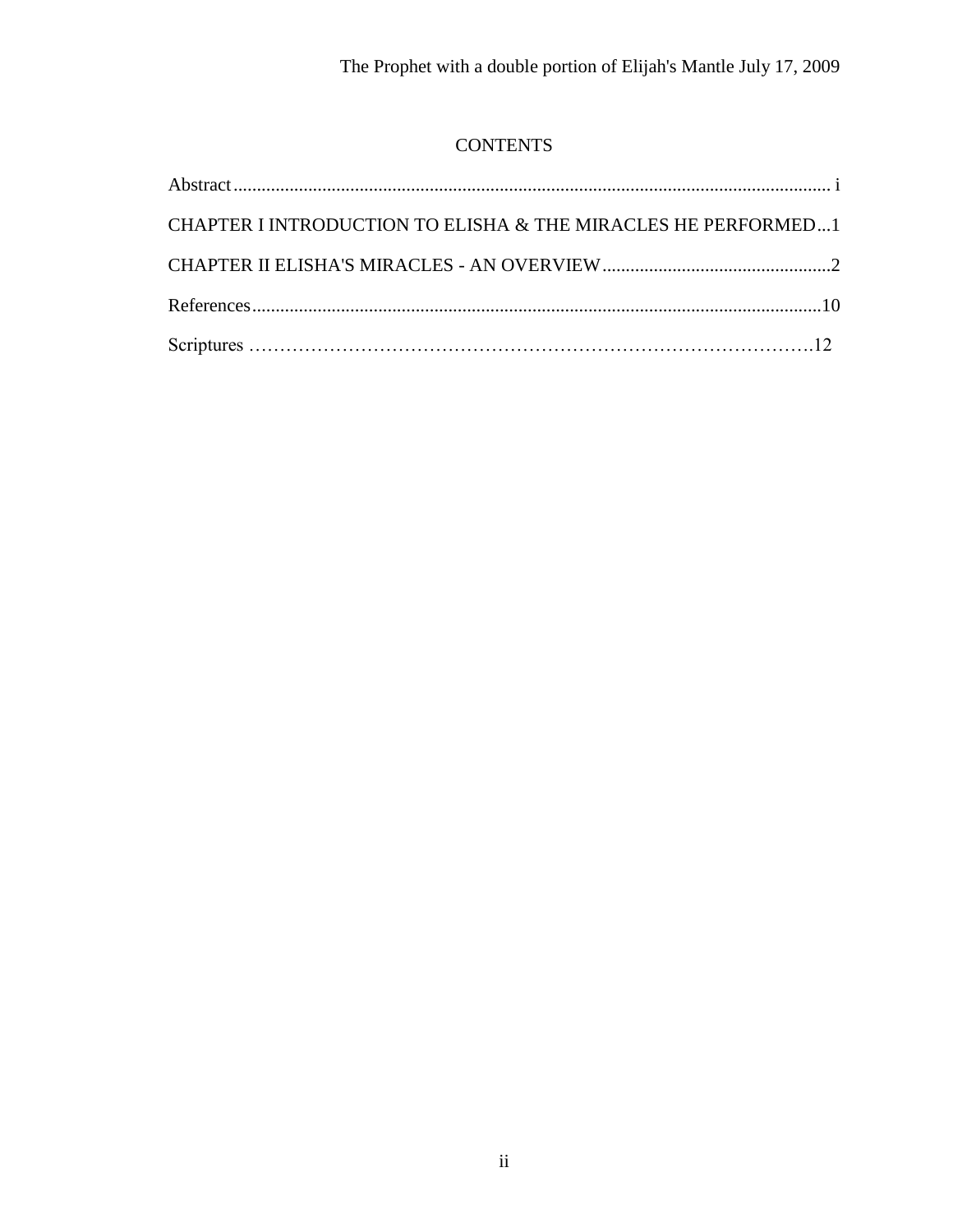# CONTENTS

Abstract................................................................................................................................ i

CHAPTER I INTRODUCTION TO ELISHA & THE MIRACLES HE PERFORMED...1

CHAPTER II ELISHA'S MIRACLES - AN OVERVIEW.................................................2

References.........................................................................................................................10

Scriptures ……………………………………………………………………………….12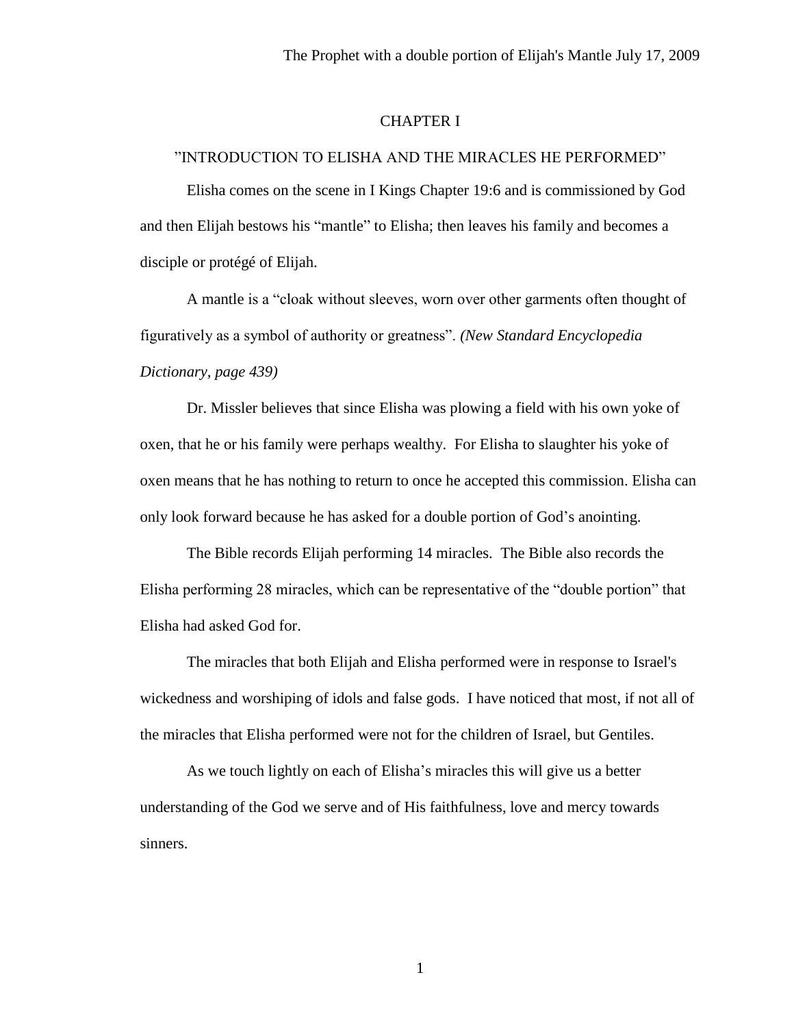# CHAPTER I

## ”INTRODUCTION TO ELISHA AND THE MIRACLES HE PERFORMED”

Elisha comes on the scene in I Kings Chapter 19:6 and is commissioned by God and then Elijah bestows his “mantle” to Elisha; then leaves his family and becomes a disciple or protégé of Elijah.

A mantle is a “cloak without sleeves, worn over other garments often thought of figuratively as a symbol of authority or greatness”. *(New Standard Encyclopedia Dictionary, page 439)*

Dr. Missler believes that since Elisha was plowing a field with his own yoke of oxen, that he or his family were perhaps wealthy. For Elisha to slaughter his yoke of oxen means that he has nothing to return to once he accepted this commission. Elisha can only look forward because he has asked for a double portion of God’s anointing.

The Bible records Elijah performing 14 miracles. The Bible also records the Elisha performing 28 miracles, which can be representative of the “double portion” that Elisha had asked God for.

The miracles that both Elijah and Elisha performed were in response to Israel's wickedness and worshiping of idols and false gods. I have noticed that most, if not all of the miracles that Elisha performed were not for the children of Israel, but Gentiles.

As we touch lightly on each of Elisha’s miracles this will give us a better understanding of the God we serve and of His faithfulness, love and mercy towards sinners.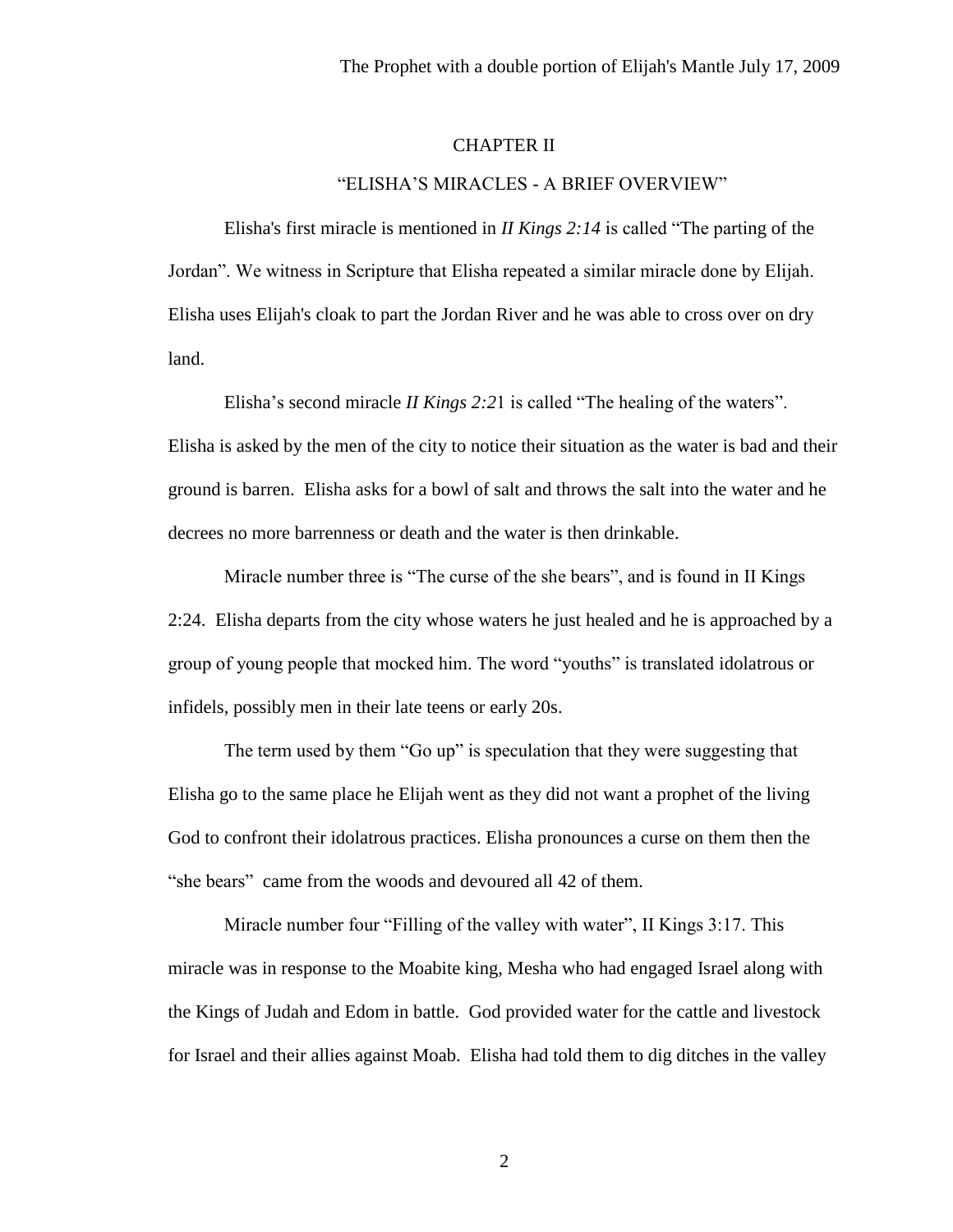## CHAPTER II

### "ELISHA'S MIRACLES - A BRIEF OVERVIEW"

Elisha's first miracle is mentioned in *II Kings 2:14* is called "The parting of the Jordan". We witness in Scripture that Elisha repeated a similar miracle done by Elijah. Elisha uses Elijah's cloak to part the Jordan River and he was able to cross over on dry land.

Elisha's second miracle *II Kings 2:2*1 is called "The healing of the waters". Elisha is asked by the men of the city to notice their situation as the water is bad and their ground is barren. Elisha asks for a bowl of salt and throws the salt into the water and he decrees no more barrenness or death and the water is then drinkable.

Miracle number three is "The curse of the she bears", and is found in II Kings 2:24. Elisha departs from the city whose waters he just healed and he is approached by a group of young people that mocked him. The word "youths" is translated idolatrous or infidels, possibly men in their late teens or early 20s.

The term used by them "Go up" is speculation that they were suggesting that Elisha go to the same place he Elijah went as they did not want a prophet of the living God to confront their idolatrous practices. Elisha pronounces a curse on them then the "she bears" came from the woods and devoured all 42 of them.

Miracle number four "Filling of the valley with water", II Kings 3:17. This miracle was in response to the Moabite king, Mesha who had engaged Israel along with the Kings of Judah and Edom in battle. God provided water for the cattle and livestock for Israel and their allies against Moab. Elisha had told them to dig ditches in the valley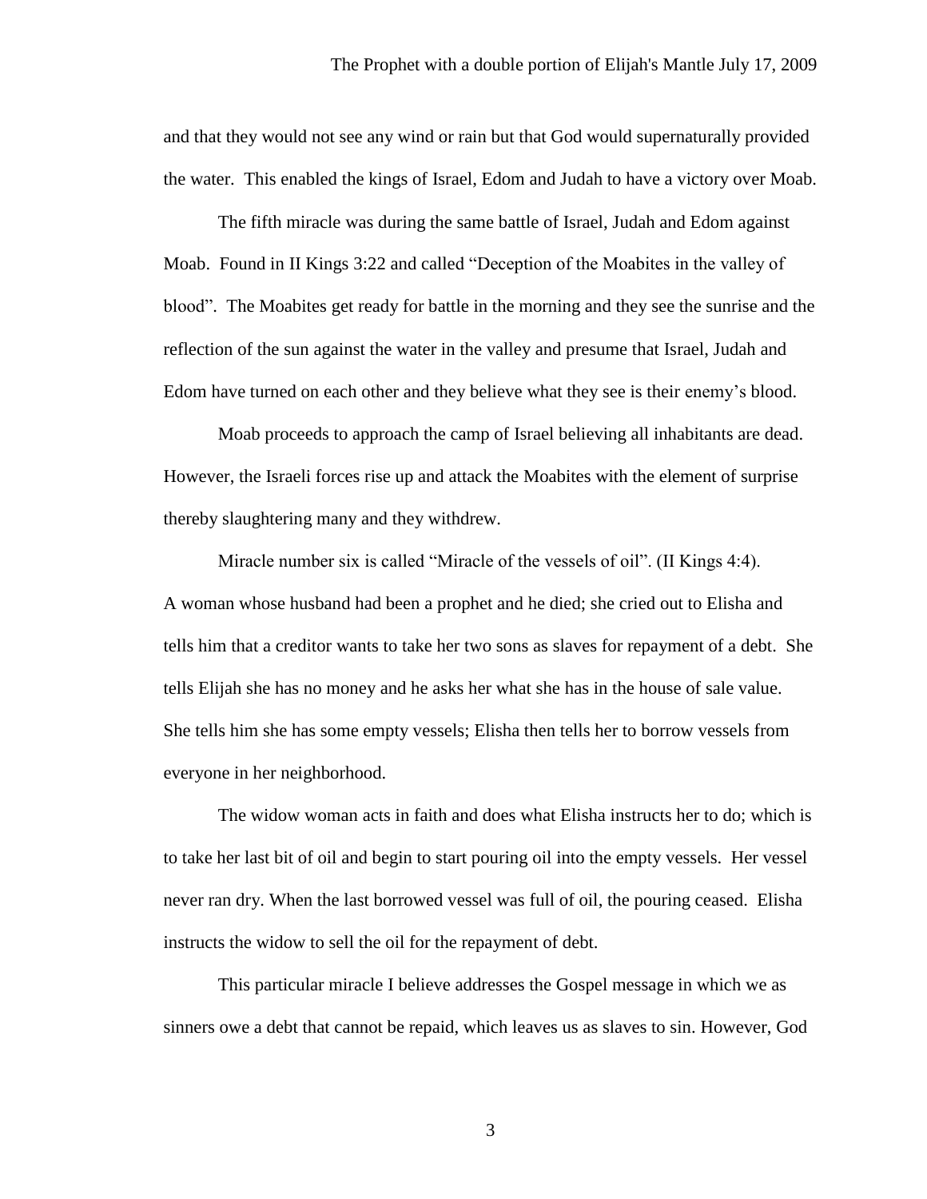and that they would not see any wind or rain but that God would supernaturally provided the water. This enabled the kings of Israel, Edom and Judah to have a victory over Moab.

The fifth miracle was during the same battle of Israel, Judah and Edom against Moab. Found in II Kings 3:22 and called "Deception of the Moabites in the valley of blood". The Moabites get ready for battle in the morning and they see the sunrise and the reflection of the sun against the water in the valley and presume that Israel, Judah and Edom have turned on each other and they believe what they see is their enemy's blood.

Moab proceeds to approach the camp of Israel believing all inhabitants are dead. However, the Israeli forces rise up and attack the Moabites with the element of surprise thereby slaughtering many and they withdrew.

Miracle number six is called "Miracle of the vessels of oil". (II Kings 4:4). A woman whose husband had been a prophet and he died; she cried out to Elisha and tells him that a creditor wants to take her two sons as slaves for repayment of a debt. She tells Elijah she has no money and he asks her what she has in the house of sale value. She tells him she has some empty vessels; Elisha then tells her to borrow vessels from everyone in her neighborhood.

The widow woman acts in faith and does what Elisha instructs her to do; which is to take her last bit of oil and begin to start pouring oil into the empty vessels. Her vessel never ran dry. When the last borrowed vessel was full of oil, the pouring ceased. Elisha instructs the widow to sell the oil for the repayment of debt.

This particular miracle I believe addresses the Gospel message in which we as sinners owe a debt that cannot be repaid, which leaves us as slaves to sin. However, God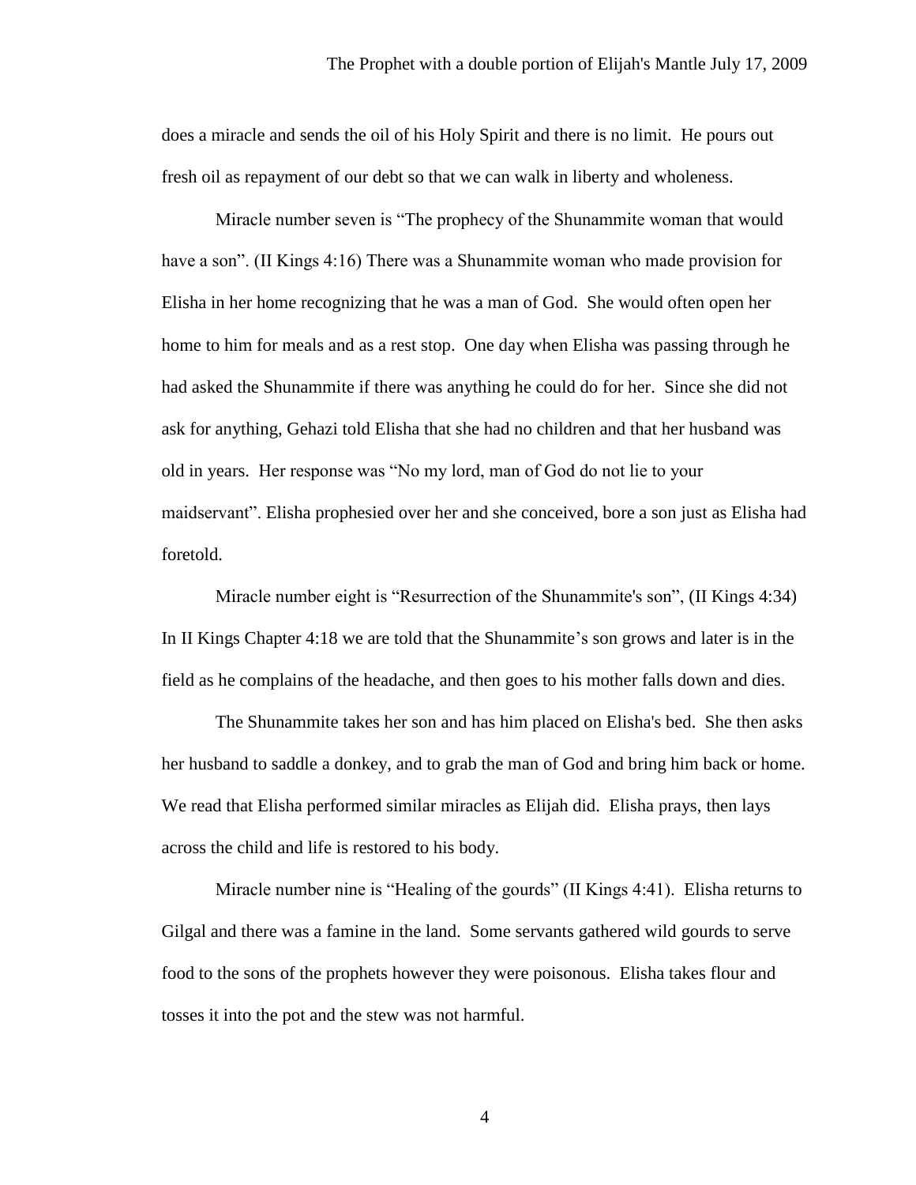does a miracle and sends the oil of his Holy Spirit and there is no limit. He pours out fresh oil as repayment of our debt so that we can walk in liberty and wholeness.

Miracle number seven is "The prophecy of the Shunammite woman that would have a son". (II Kings 4:16) There was a Shunammite woman who made provision for Elisha in her home recognizing that he was a man of God. She would often open her home to him for meals and as a rest stop. One day when Elisha was passing through he had asked the Shunammite if there was anything he could do for her. Since she did not ask for anything, Gehazi told Elisha that she had no children and that her husband was old in years. Her response was "No my lord, man of God do not lie to your maidservant". Elisha prophesied over her and she conceived, bore a son just as Elisha had foretold.

Miracle number eight is "Resurrection of the Shunammite's son", (II Kings 4:34) In II Kings Chapter 4:18 we are told that the Shunammite's son grows and later is in the field as he complains of the headache, and then goes to his mother falls down and dies.

The Shunammite takes her son and has him placed on Elisha's bed. She then asks her husband to saddle a donkey, and to grab the man of God and bring him back or home. We read that Elisha performed similar miracles as Elijah did. Elisha prays, then lays across the child and life is restored to his body.

Miracle number nine is "Healing of the gourds" (II Kings 4:41). Elisha returns to Gilgal and there was a famine in the land. Some servants gathered wild gourds to serve food to the sons of the prophets however they were poisonous. Elisha takes flour and tosses it into the pot and the stew was not harmful.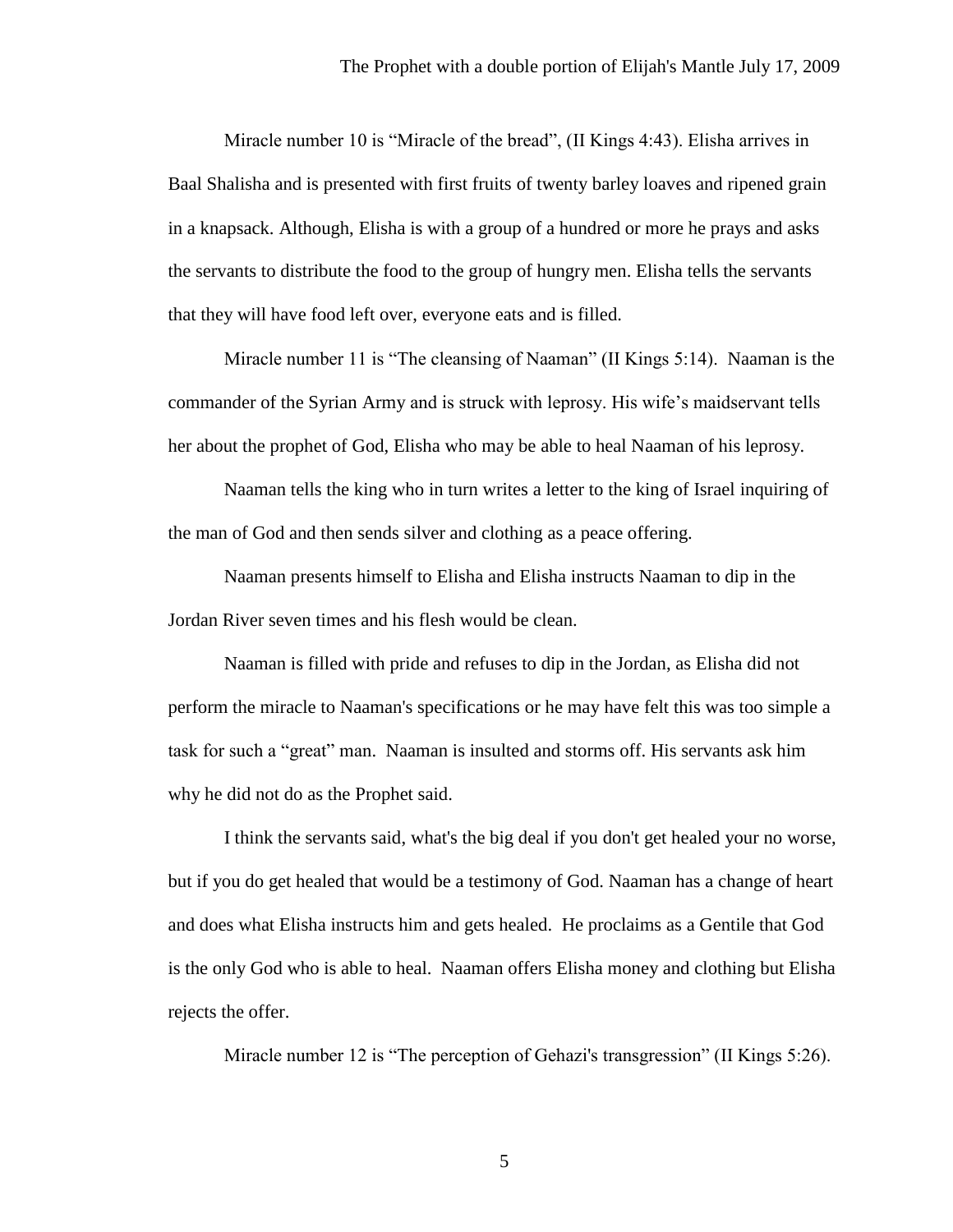Miracle number 10 is “Miracle of the bread”, (II Kings 4:43). Elisha arrives in Baal Shalisha and is presented with first fruits of twenty barley loaves and ripened grain in a knapsack. Although, Elisha is with a group of a hundred or more he prays and asks the servants to distribute the food to the group of hungry men. Elisha tells the servants that they will have food left over, everyone eats and is filled.

Miracle number 11 is “The cleansing of Naaman” (II Kings 5:14). Naaman is the commander of the Syrian Army and is struck with leprosy. His wife’s maidservant tells her about the prophet of God, Elisha who may be able to heal Naaman of his leprosy.

Naaman tells the king who in turn writes a letter to the king of Israel inquiring of the man of God and then sends silver and clothing as a peace offering.

Naaman presents himself to Elisha and Elisha instructs Naaman to dip in the Jordan River seven times and his flesh would be clean.

Naaman is filled with pride and refuses to dip in the Jordan, as Elisha did not perform the miracle to Naaman's specifications or he may have felt this was too simple a task for such a “great” man. Naaman is insulted and storms off. His servants ask him why he did not do as the Prophet said.

I think the servants said, what's the big deal if you don't get healed your no worse, but if you do get healed that would be a testimony of God. Naaman has a change of heart and does what Elisha instructs him and gets healed. He proclaims as a Gentile that God is the only God who is able to heal. Naaman offers Elisha money and clothing but Elisha rejects the offer.

Miracle number 12 is “The perception of Gehazi's transgression” (II Kings 5:26).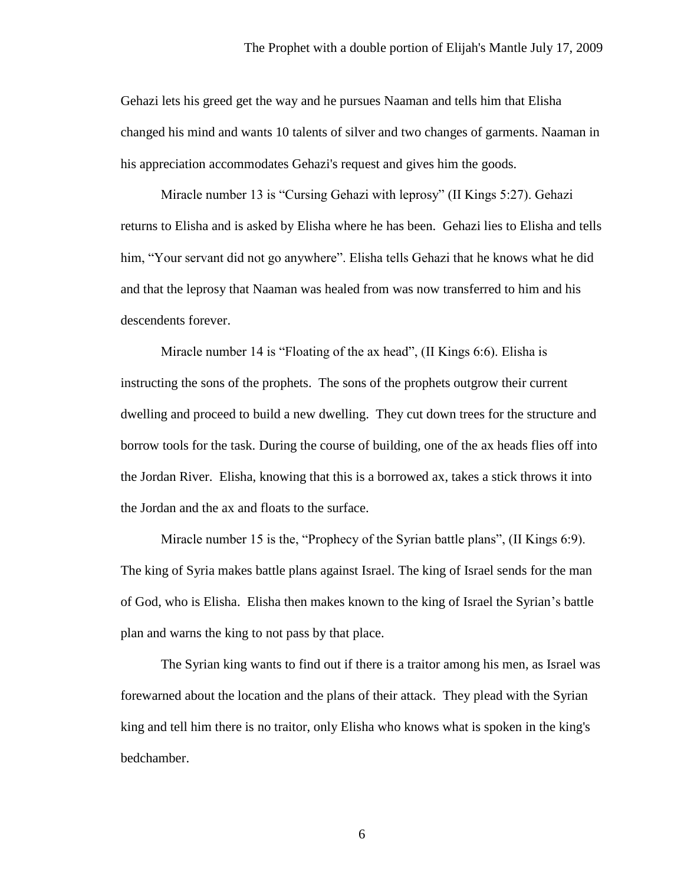Gehazi lets his greed get the way and he pursues Naaman and tells him that Elisha changed his mind and wants 10 talents of silver and two changes of garments. Naaman in his appreciation accommodates Gehazi's request and gives him the goods.

Miracle number 13 is “Cursing Gehazi with leprosy” (II Kings 5:27). Gehazi returns to Elisha and is asked by Elisha where he has been. Gehazi lies to Elisha and tells him, “Your servant did not go anywhere”. Elisha tells Gehazi that he knows what he did and that the leprosy that Naaman was healed from was now transferred to him and his descendents forever.

Miracle number 14 is “Floating of the ax head”, (II Kings 6:6). Elisha is instructing the sons of the prophets. The sons of the prophets outgrow their current dwelling and proceed to build a new dwelling. They cut down trees for the structure and borrow tools for the task. During the course of building, one of the ax heads flies off into the Jordan River. Elisha, knowing that this is a borrowed ax, takes a stick throws it into the Jordan and the ax and floats to the surface.

Miracle number 15 is the, “Prophecy of the Syrian battle plans”, (II Kings 6:9). The king of Syria makes battle plans against Israel. The king of Israel sends for the man of God, who is Elisha. Elisha then makes known to the king of Israel the Syrian’s battle plan and warns the king to not pass by that place.

The Syrian king wants to find out if there is a traitor among his men, as Israel was forewarned about the location and the plans of their attack. They plead with the Syrian king and tell him there is no traitor, only Elisha who knows what is spoken in the king's bedchamber.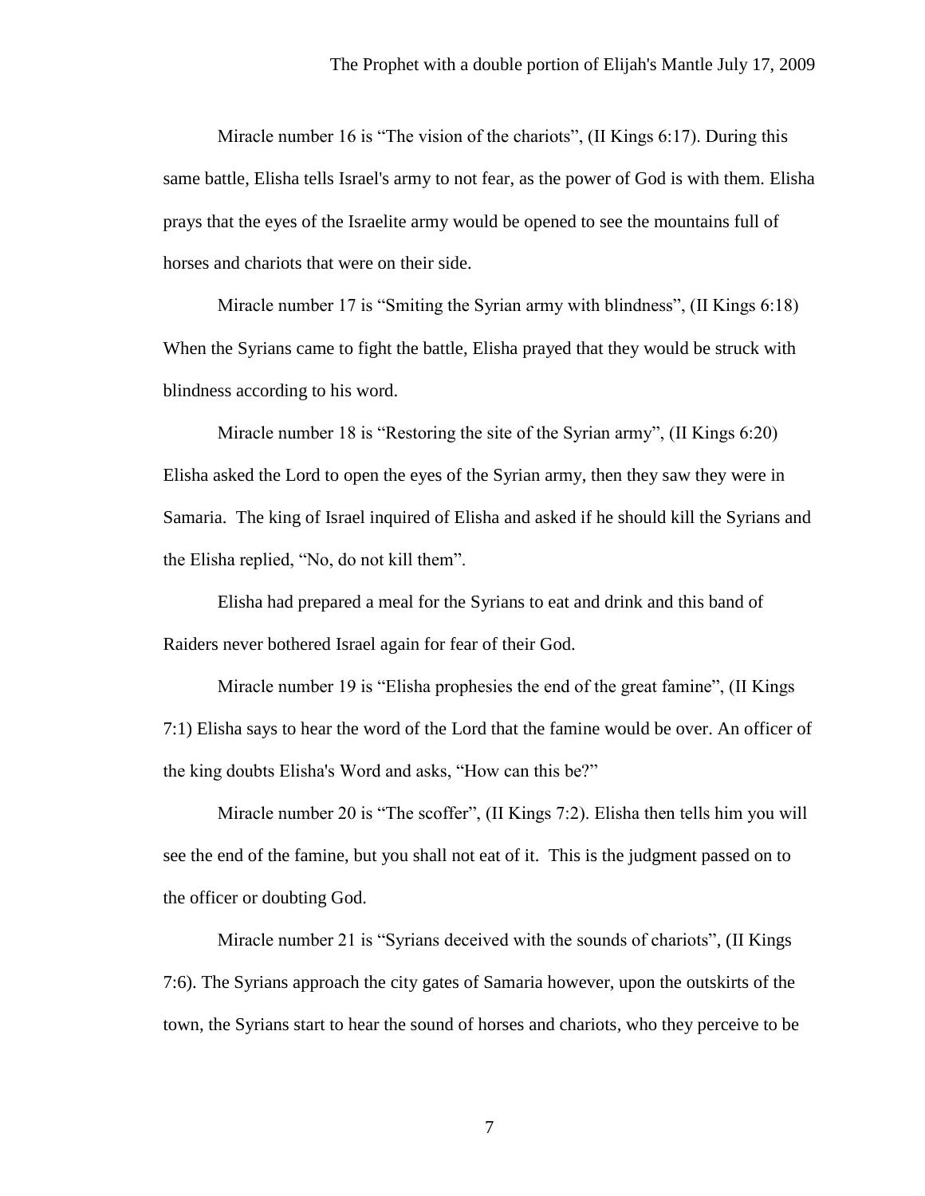Miracle number 16 is "The vision of the chariots", (II Kings 6:17). During this same battle, Elisha tells Israel's army to not fear, as the power of God is with them. Elisha prays that the eyes of the Israelite army would be opened to see the mountains full of horses and chariots that were on their side.

Miracle number 17 is "Smiting the Syrian army with blindness", (II Kings 6:18) When the Syrians came to fight the battle, Elisha prayed that they would be struck with blindness according to his word.

Miracle number 18 is "Restoring the site of the Syrian army", (II Kings 6:20) Elisha asked the Lord to open the eyes of the Syrian army, then they saw they were in Samaria. The king of Israel inquired of Elisha and asked if he should kill the Syrians and the Elisha replied, "No, do not kill them".

Elisha had prepared a meal for the Syrians to eat and drink and this band of Raiders never bothered Israel again for fear of their God.

Miracle number 19 is "Elisha prophesies the end of the great famine", (II Kings 7:1) Elisha says to hear the word of the Lord that the famine would be over. An officer of the king doubts Elisha's Word and asks, "How can this be?"

Miracle number 20 is "The scoffer", (II Kings 7:2). Elisha then tells him you will see the end of the famine, but you shall not eat of it. This is the judgment passed on to the officer or doubting God.

Miracle number 21 is "Syrians deceived with the sounds of chariots", (II Kings 7:6). The Syrians approach the city gates of Samaria however, upon the outskirts of the town, the Syrians start to hear the sound of horses and chariots, who they perceive to be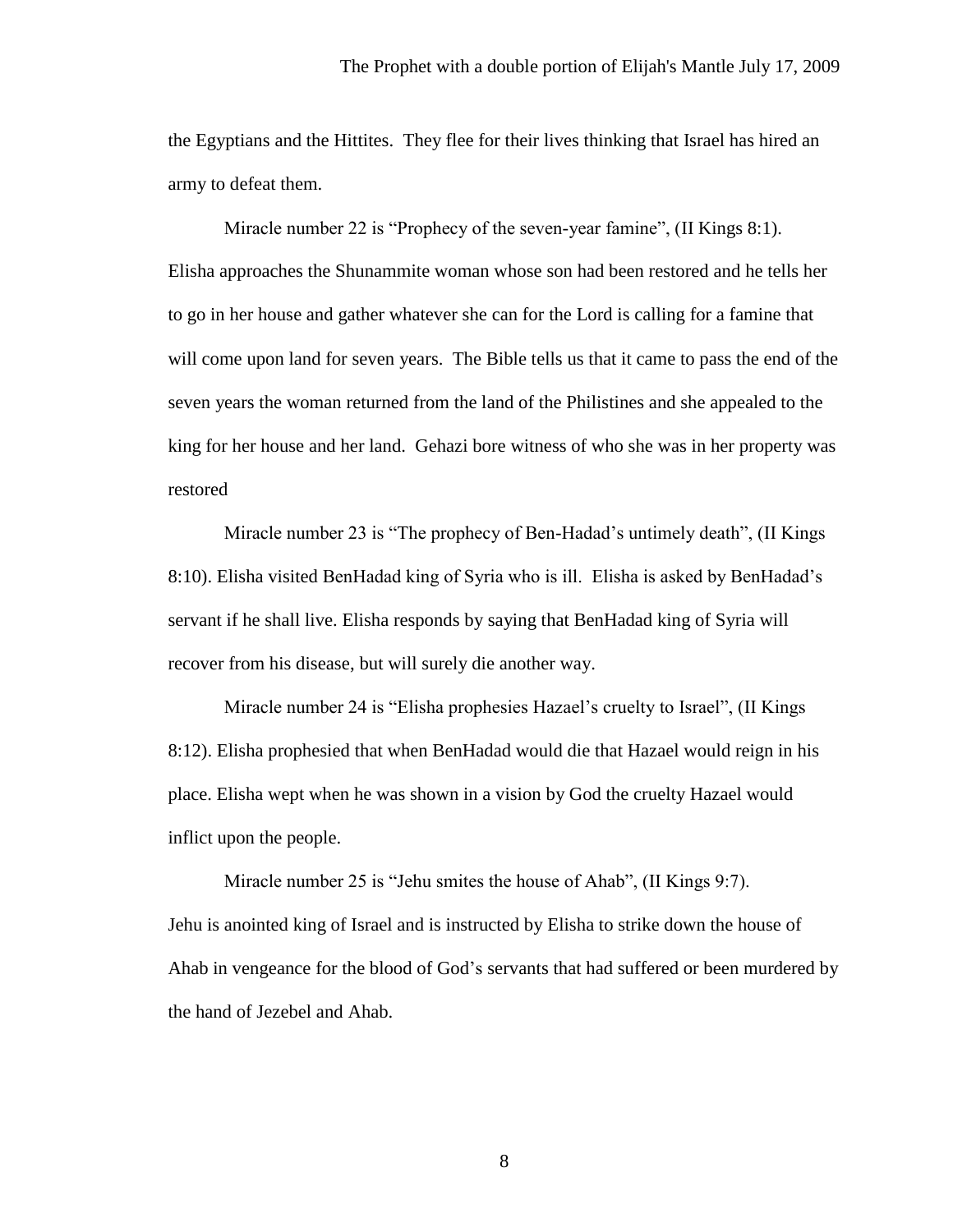the Egyptians and the Hittites. They flee for their lives thinking that Israel has hired an army to defeat them.

Miracle number 22 is "Prophecy of the seven-year famine", (II Kings 8:1). Elisha approaches the Shunammite woman whose son had been restored and he tells her to go in her house and gather whatever she can for the Lord is calling for a famine that will come upon land for seven years. The Bible tells us that it came to pass the end of the seven years the woman returned from the land of the Philistines and she appealed to the king for her house and her land. Gehazi bore witness of who she was in her property was restored

Miracle number 23 is "The prophecy of Ben-Hadad's untimely death", (II Kings 8:10). Elisha visited BenHadad king of Syria who is ill. Elisha is asked by BenHadad's servant if he shall live. Elisha responds by saying that BenHadad king of Syria will recover from his disease, but will surely die another way.

Miracle number 24 is "Elisha prophesies Hazael's cruelty to Israel", (II Kings 8:12). Elisha prophesied that when BenHadad would die that Hazael would reign in his place. Elisha wept when he was shown in a vision by God the cruelty Hazael would inflict upon the people.

Miracle number 25 is "Jehu smites the house of Ahab", (II Kings 9:7). Jehu is anointed king of Israel and is instructed by Elisha to strike down the house of Ahab in vengeance for the blood of God's servants that had suffered or been murdered by the hand of Jezebel and Ahab.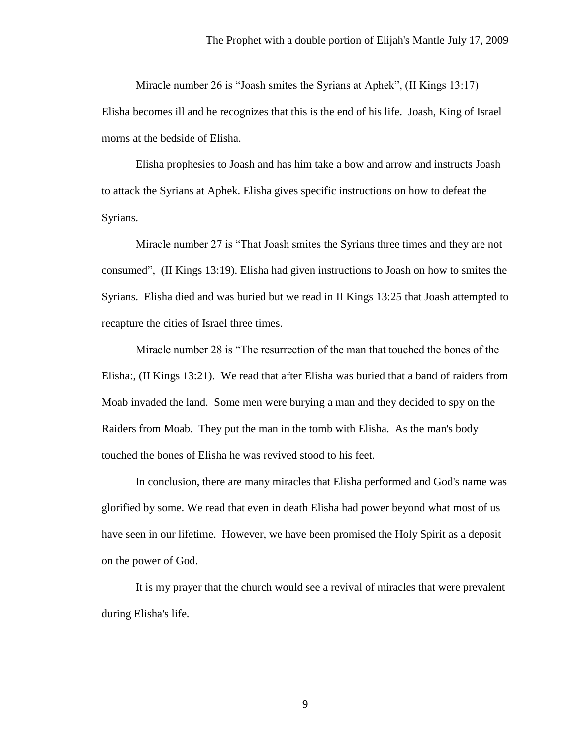Miracle number 26 is “Joash smites the Syrians at Aphek”, (II Kings 13:17) Elisha becomes ill and he recognizes that this is the end of his life. Joash, King of Israel morns at the bedside of Elisha.

Elisha prophesies to Joash and has him take a bow and arrow and instructs Joash to attack the Syrians at Aphek. Elisha gives specific instructions on how to defeat the Syrians.

Miracle number 27 is “That Joash smites the Syrians three times and they are not consumed”, (II Kings 13:19). Elisha had given instructions to Joash on how to smites the Syrians. Elisha died and was buried but we read in II Kings 13:25 that Joash attempted to recapture the cities of Israel three times.

Miracle number 28 is “The resurrection of the man that touched the bones of the Elisha:, (II Kings 13:21). We read that after Elisha was buried that a band of raiders from Moab invaded the land. Some men were burying a man and they decided to spy on the Raiders from Moab. They put the man in the tomb with Elisha. As the man's body touched the bones of Elisha he was revived stood to his feet.

In conclusion, there are many miracles that Elisha performed and God's name was glorified by some. We read that even in death Elisha had power beyond what most of us have seen in our lifetime. However, we have been promised the Holy Spirit as a deposit on the power of God.

It is my prayer that the church would see a revival of miracles that were prevalent during Elisha's life.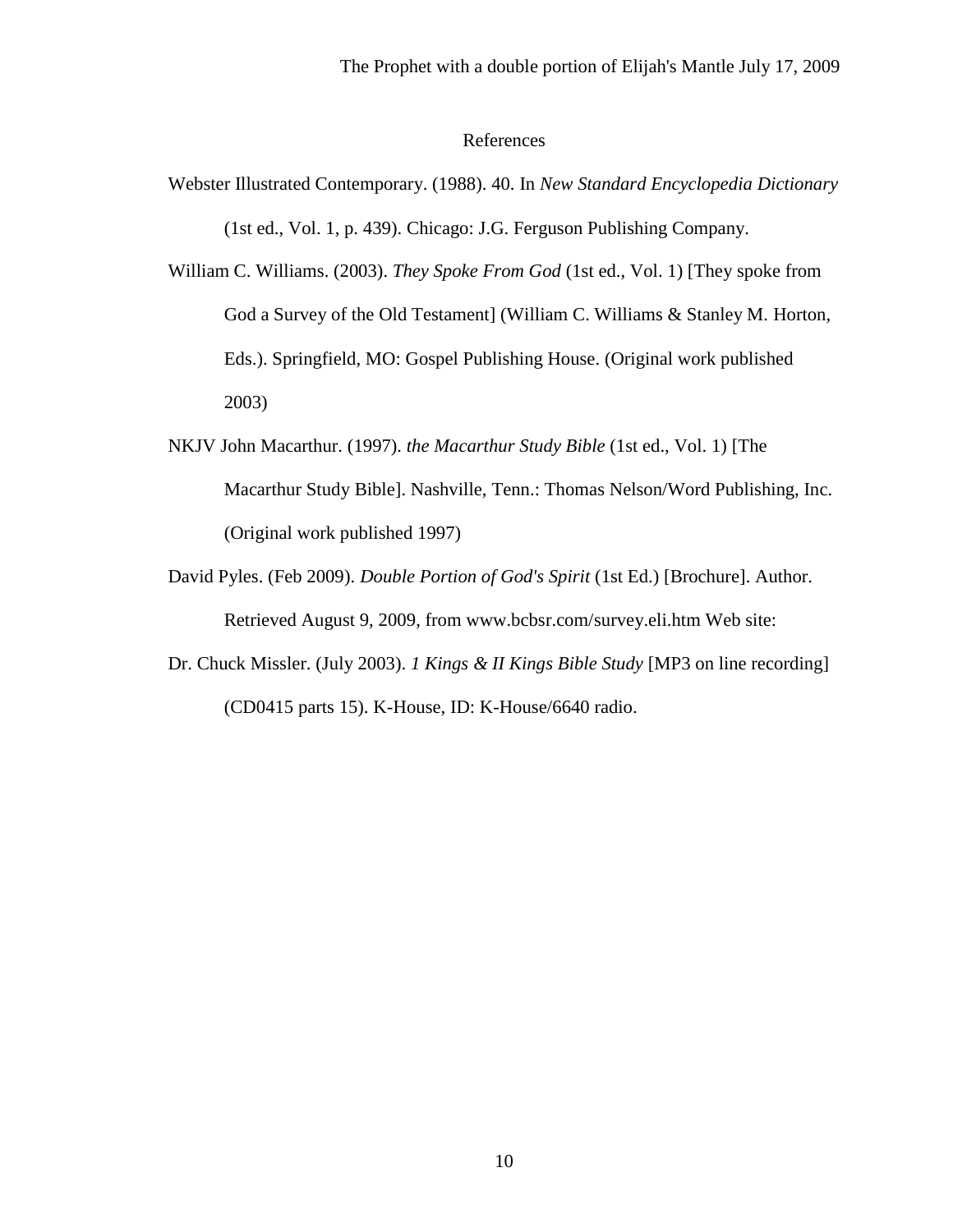# References

Webster Illustrated Contemporary. (1988). 40. In *New Standard Encyclopedia Dictionary* (1st ed., Vol. 1, p. 439). Chicago: J.G. Ferguson Publishing Company.

William C. Williams. (2003). *They Spoke From God* (1st ed., Vol. 1) [They spoke from God a Survey of the Old Testament] (William C. Williams & Stanley M. Horton, Eds.). Springfield, MO: Gospel Publishing House. (Original work published 2003)

NKJV John Macarthur. (1997). *the Macarthur Study Bible* (1st ed., Vol. 1) [The Macarthur Study Bible]. Nashville, Tenn.: Thomas Nelson/Word Publishing, Inc. (Original work published 1997)

David Pyles. (Feb 2009). *Double Portion of God's Spirit* (1st Ed.) [Brochure]. Author. Retrieved August 9, 2009, from www.bcbsr.com/survey.eli.htm Web site:

Dr. Chuck Missler. (July 2003). *1 Kings & II Kings Bible Study* [MP3 on line recording] (CD0415 parts 15). K-House, ID: K-House/6640 radio.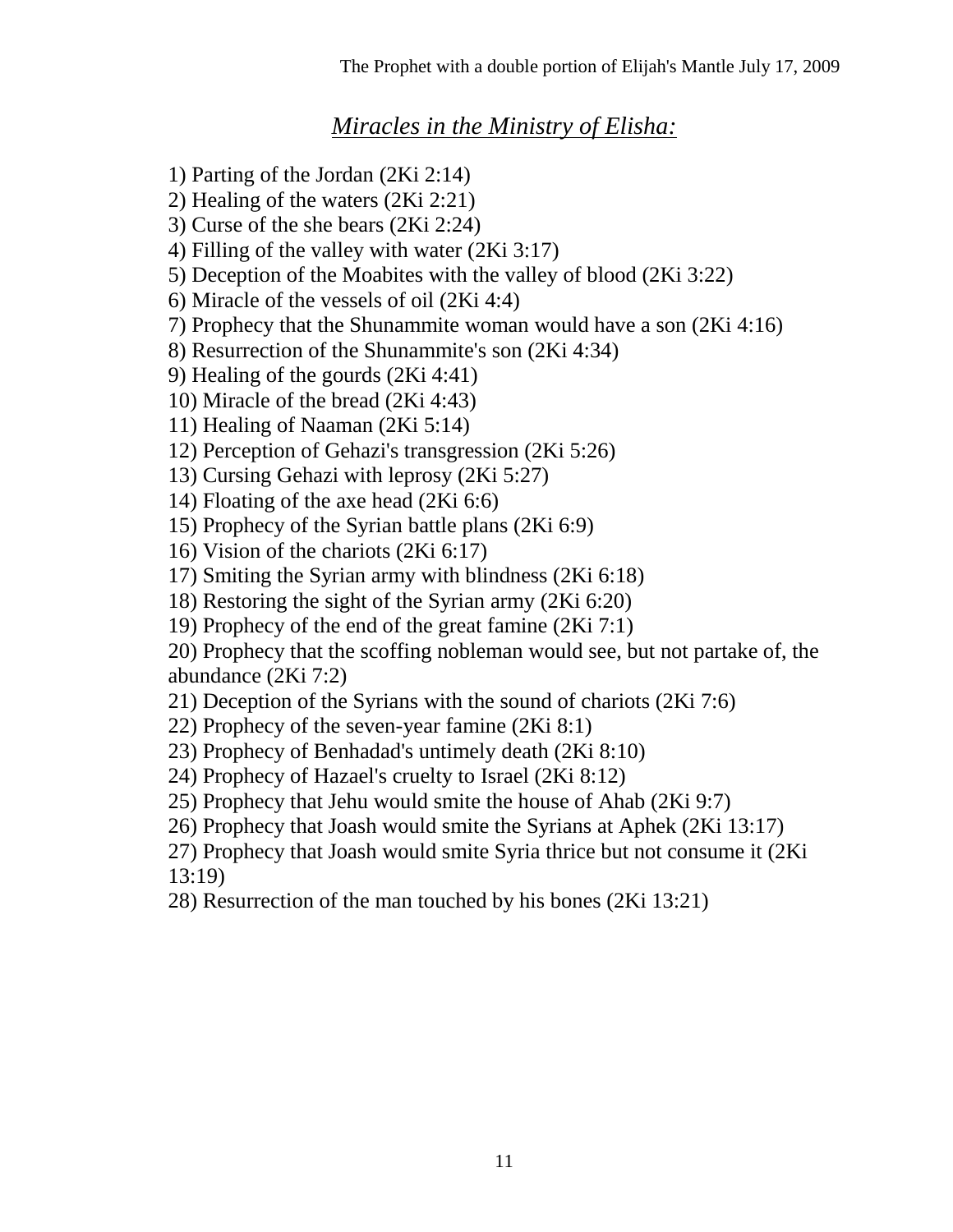## *Miracles in the Ministry of Elisha:*

1) Parting of the Jordan (2Ki 2:14)
2) Healing of the waters (2Ki 2:21)
3) Curse of the she bears (2Ki 2:24)
4) Filling of the valley with water (2Ki 3:17)
5) Deception of the Moabites with the valley of blood (2Ki 3:22)
6) Miracle of the vessels of oil (2Ki 4:4)
7) Prophecy that the Shunammite woman would have a son (2Ki 4:16)
8) Resurrection of the Shunammite's son (2Ki 4:34)
9) Healing of the gourds (2Ki 4:41)
10) Miracle of the bread (2Ki 4:43)
11) Healing of Naaman (2Ki 5:14)
12) Perception of Gehazi's transgression (2Ki 5:26)
13) Cursing Gehazi with leprosy (2Ki 5:27)
14) Floating of the axe head (2Ki 6:6)
15) Prophecy of the Syrian battle plans (2Ki 6:9)
16) Vision of the chariots (2Ki 6:17)
17) Smiting the Syrian army with blindness (2Ki 6:18)
18) Restoring the sight of the Syrian army (2Ki 6:20)
19) Prophecy of the end of the great famine (2Ki 7:1)
20) Prophecy that the scoffing nobleman would see, but not partake of, the abundance (2Ki 7:2)
21) Deception of the Syrians with the sound of chariots (2Ki 7:6)
22) Prophecy of the seven-year famine (2Ki 8:1)
23) Prophecy of Benhadad's untimely death (2Ki 8:10)
24) Prophecy of Hazael's cruelty to Israel (2Ki 8:12)
25) Prophecy that Jehu would smite the house of Ahab (2Ki 9:7)
26) Prophecy that Joash would smite the Syrians at Aphek (2Ki 13:17)
27) Prophecy that Joash would smite Syria thrice but not consume it (2Ki 13:19)
28) Resurrection of the man touched by his bones (2Ki 13:21)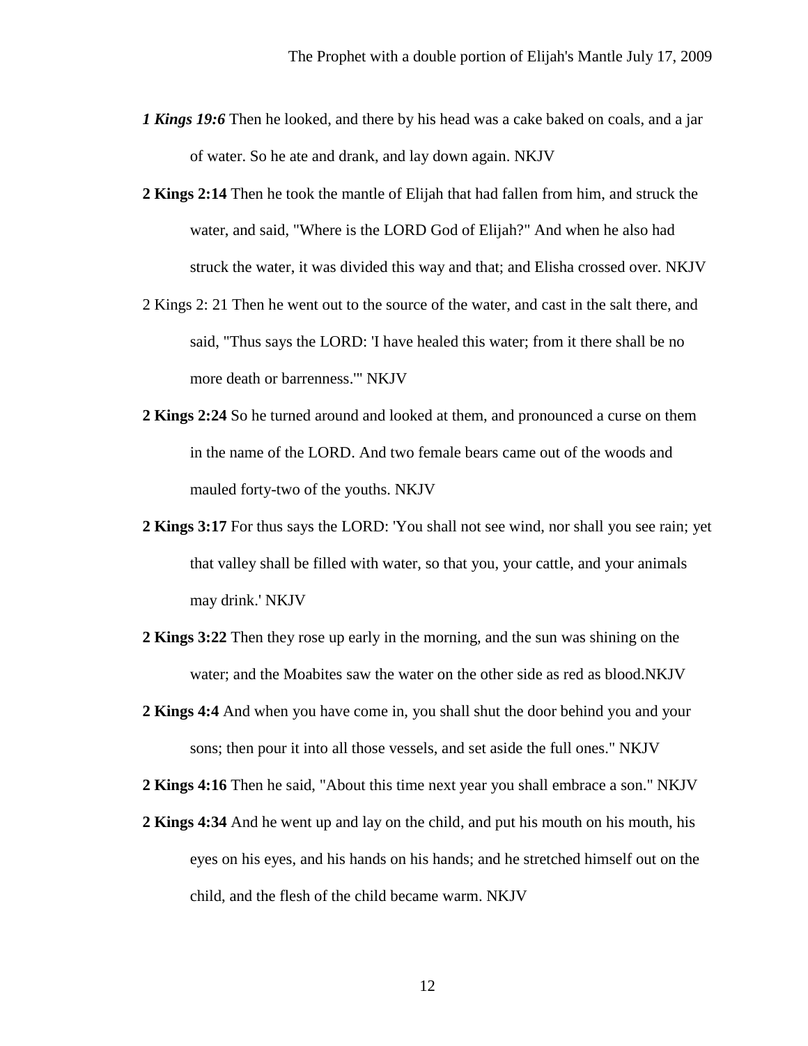***1 Kings 19:6*** Then he looked, and there by his head was a cake baked on coals, and a jar of water. So he ate and drank, and lay down again. NKJV

**2 Kings 2:14** Then he took the mantle of Elijah that had fallen from him, and struck the water, and said, "Where is the LORD God of Elijah?" And when he also had struck the water, it was divided this way and that; and Elisha crossed over. NKJV

2 Kings 2: 21 Then he went out to the source of the water, and cast in the salt there, and said, "Thus says the LORD: 'I have healed this water; from it there shall be no more death or barrenness.'" NKJV

**2 Kings 2:24** So he turned around and looked at them, and pronounced a curse on them in the name of the LORD. And two female bears came out of the woods and mauled forty-two of the youths. NKJV

**2 Kings 3:17** For thus says the LORD: 'You shall not see wind, nor shall you see rain; yet that valley shall be filled with water, so that you, your cattle, and your animals may drink.' NKJV

**2 Kings 3:22** Then they rose up early in the morning, and the sun was shining on the water; and the Moabites saw the water on the other side as red as blood.NKJV

**2 Kings 4:4** And when you have come in, you shall shut the door behind you and your sons; then pour it into all those vessels, and set aside the full ones." NKJV

**2 Kings 4:16** Then he said, "About this time next year you shall embrace a son." NKJV

**2 Kings 4:34** And he went up and lay on the child, and put his mouth on his mouth, his eyes on his eyes, and his hands on his hands; and he stretched himself out on the child, and the flesh of the child became warm. NKJV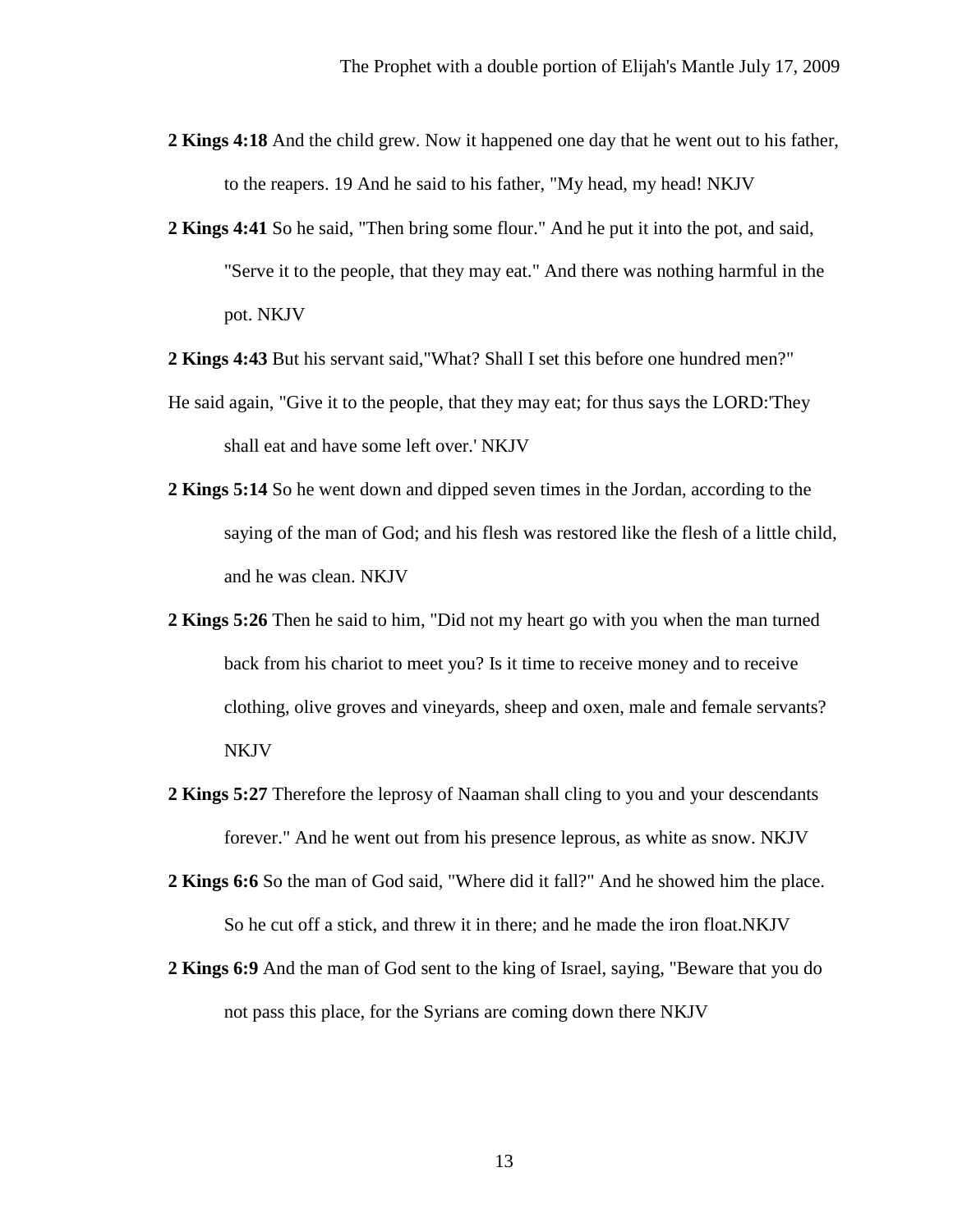**2 Kings 4:18** And the child grew. Now it happened one day that he went out to his father, to the reapers. 19 And he said to his father, "My head, my head! NKJV

**2 Kings 4:41** So he said, "Then bring some flour." And he put it into the pot, and said, "Serve it to the people, that they may eat." And there was nothing harmful in the pot. NKJV

**2 Kings 4:43** But his servant said,"What? Shall I set this before one hundred men?"

He said again, "Give it to the people, that they may eat; for thus says the LORD:'They shall eat and have some left over.' NKJV

**2 Kings 5:14** So he went down and dipped seven times in the Jordan, according to the saying of the man of God; and his flesh was restored like the flesh of a little child, and he was clean. NKJV

**2 Kings 5:26** Then he said to him, "Did not my heart go with you when the man turned back from his chariot to meet you? Is it time to receive money and to receive clothing, olive groves and vineyards, sheep and oxen, male and female servants? NKJV

**2 Kings 5:27** Therefore the leprosy of Naaman shall cling to you and your descendants forever." And he went out from his presence leprous, as white as snow. NKJV

**2 Kings 6:6** So the man of God said, "Where did it fall?" And he showed him the place. So he cut off a stick, and threw it in there; and he made the iron float.NKJV

**2 Kings 6:9** And the man of God sent to the king of Israel, saying, "Beware that you do not pass this place, for the Syrians are coming down there NKJV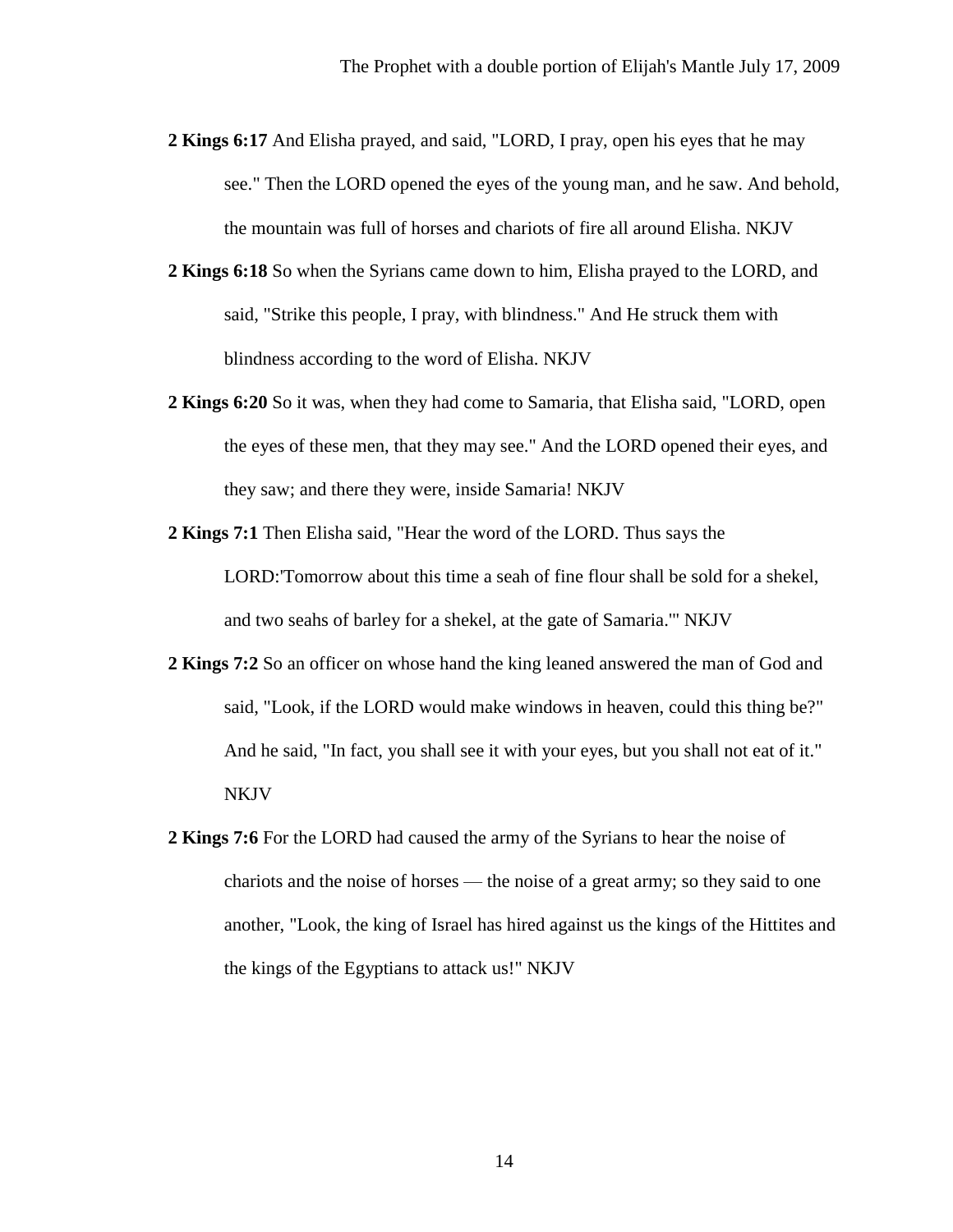**2 Kings 6:17** And Elisha prayed, and said, "LORD, I pray, open his eyes that he may see." Then the LORD opened the eyes of the young man, and he saw. And behold, the mountain was full of horses and chariots of fire all around Elisha. NKJV

**2 Kings 6:18** So when the Syrians came down to him, Elisha prayed to the LORD, and said, "Strike this people, I pray, with blindness." And He struck them with blindness according to the word of Elisha. NKJV

**2 Kings 6:20** So it was, when they had come to Samaria, that Elisha said, "LORD, open the eyes of these men, that they may see." And the LORD opened their eyes, and they saw; and there they were, inside Samaria! NKJV

**2 Kings 7:1** Then Elisha said, "Hear the word of the LORD. Thus says the LORD:'Tomorrow about this time a seah of fine flour shall be sold for a shekel, and two seahs of barley for a shekel, at the gate of Samaria.'" NKJV

**2 Kings 7:2** So an officer on whose hand the king leaned answered the man of God and said, "Look, if the LORD would make windows in heaven, could this thing be?" And he said, "In fact, you shall see it with your eyes, but you shall not eat of it." NKJV

**2 Kings 7:6** For the LORD had caused the army of the Syrians to hear the noise of chariots and the noise of horses — the noise of a great army; so they said to one another, "Look, the king of Israel has hired against us the kings of the Hittites and the kings of the Egyptians to attack us!" NKJV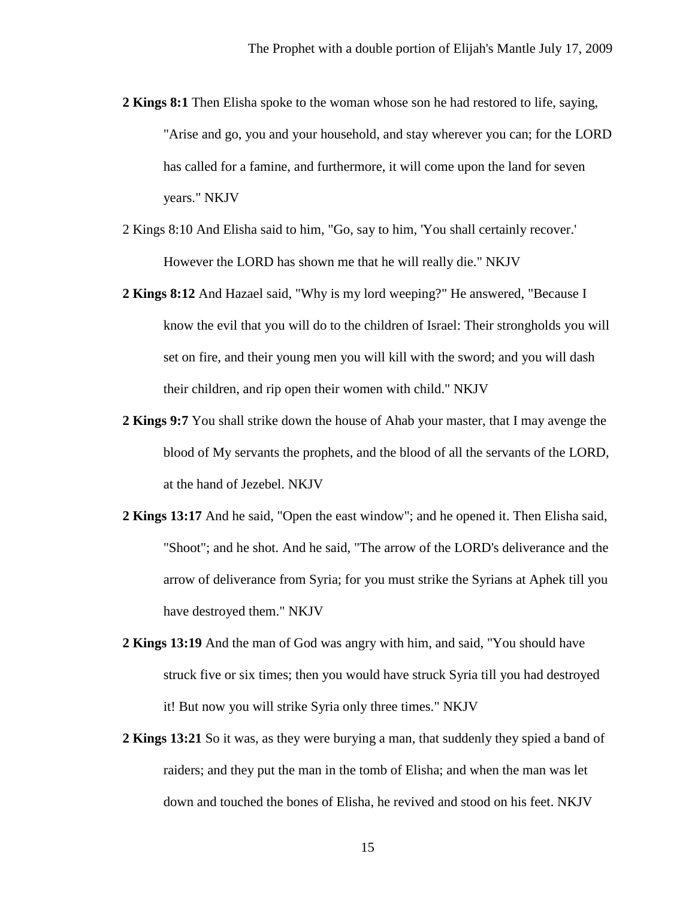**2 Kings 8:1** Then Elisha spoke to the woman whose son he had restored to life, saying, "Arise and go, you and your household, and stay wherever you can; for the LORD has called for a famine, and furthermore, it will come upon the land for seven years." NKJV

2 Kings 8:10 And Elisha said to him, "Go, say to him, 'You shall certainly recover.' However the LORD has shown me that he will really die." NKJV

**2 Kings 8:12** And Hazael said, "Why is my lord weeping?" He answered, "Because I know the evil that you will do to the children of Israel: Their strongholds you will set on fire, and their young men you will kill with the sword; and you will dash their children, and rip open their women with child." NKJV

**2 Kings 9:7** You shall strike down the house of Ahab your master, that I may avenge the blood of My servants the prophets, and the blood of all the servants of the LORD, at the hand of Jezebel. NKJV

**2 Kings 13:17** And he said, "Open the east window"; and he opened it. Then Elisha said, "Shoot"; and he shot. And he said, "The arrow of the LORD's deliverance and the arrow of deliverance from Syria; for you must strike the Syrians at Aphek till you have destroyed them." NKJV

**2 Kings 13:19** And the man of God was angry with him, and said, "You should have struck five or six times; then you would have struck Syria till you had destroyed it! But now you will strike Syria only three times." NKJV

**2 Kings 13:21** So it was, as they were burying a man, that suddenly they spied a band of raiders; and they put the man in the tomb of Elisha; and when the man was let down and touched the bones of Elisha, he revived and stood on his feet. NKJV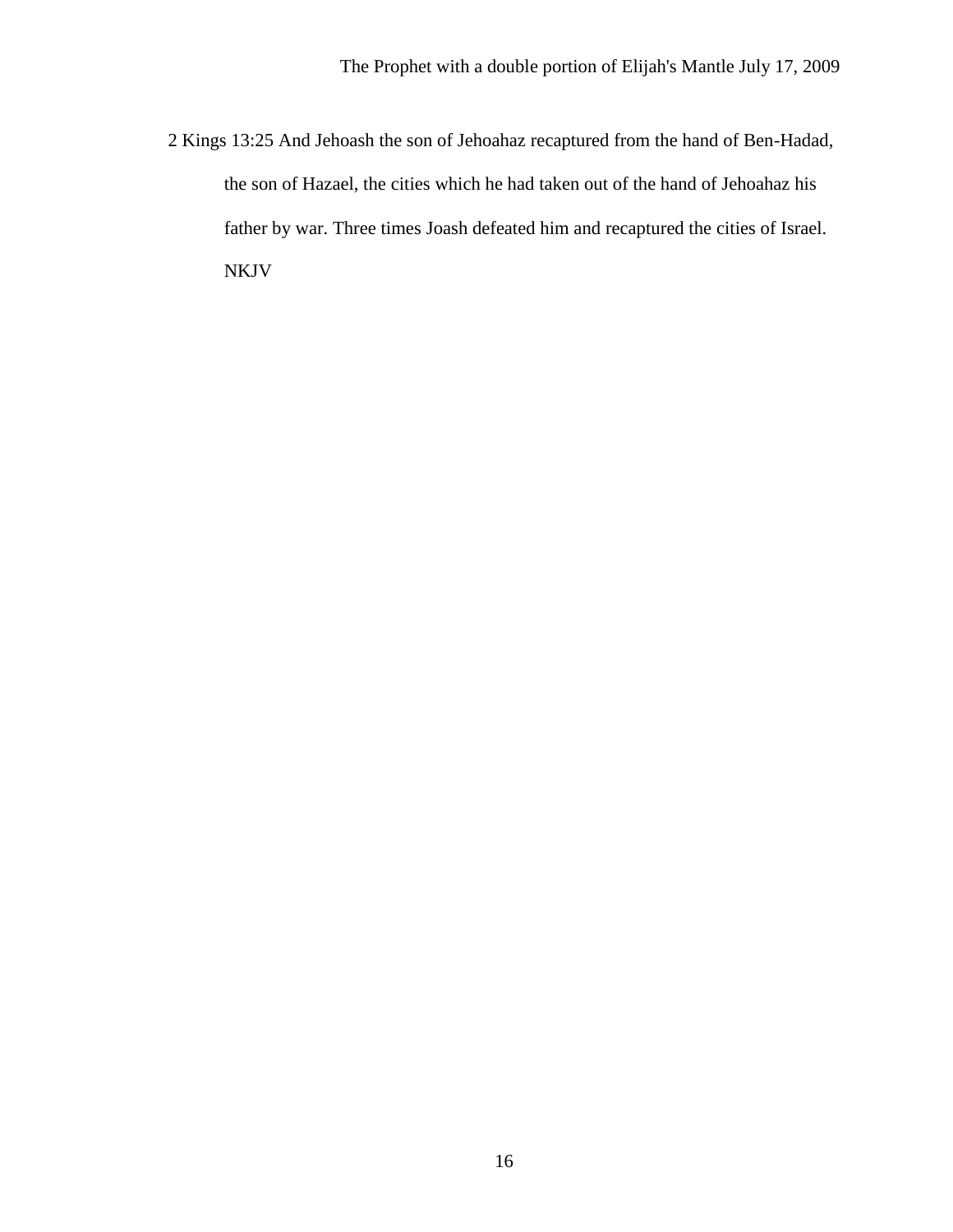2 Kings 13:25 And Jehoash the son of Jehoahaz recaptured from the hand of Ben-Hadad, the son of Hazael, the cities which he had taken out of the hand of Jehoahaz his father by war. Three times Joash defeated him and recaptured the cities of Israel. NKJV